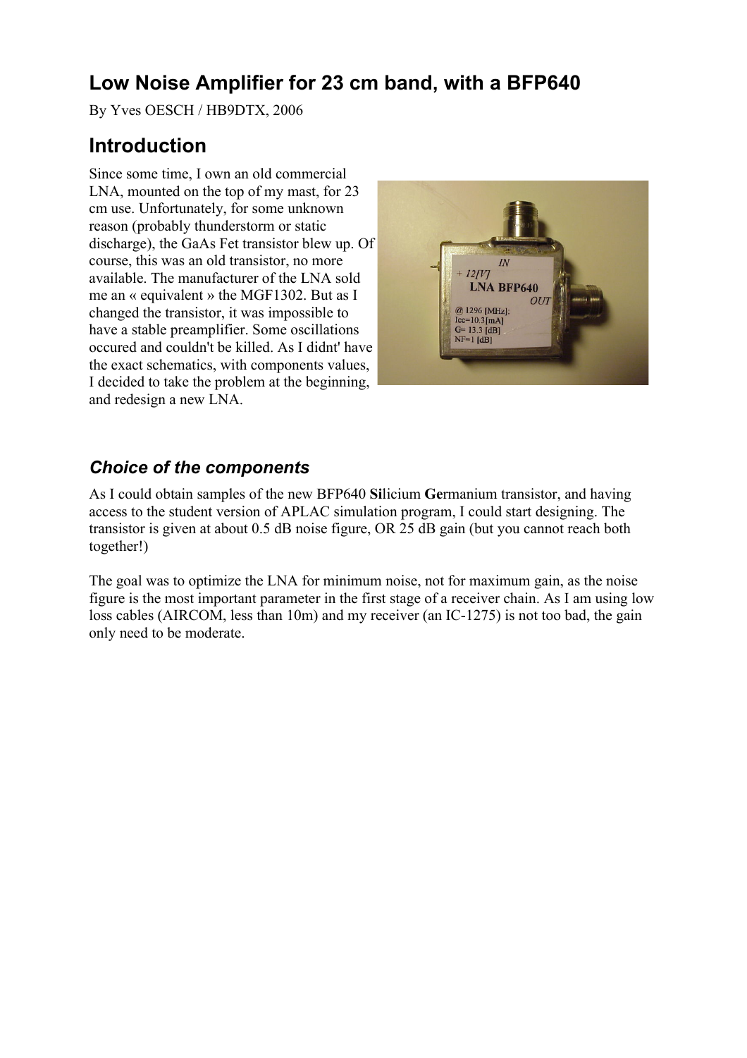# Low Noise Amplifier for 23 cm band, with a BFP640

By Yves OESCH / HB9DTX, 2006

## Introduction

Since some time, I own an old commercial LNA, mounted on the top of my mast, for 23 cm use. Unfortunately, for some unknown reason (probably thunderstorm or static discharge), the GaAs Fet transistor blew up. Of course, this was an old transistor, no more available. The manufacturer of the LNA sold me an « equivalent » the MGF1302. But as I changed the transistor, it was impossible to have a stable preamplifier. Some oscillations occured and couldn't be killed. As I didnt' have the exact schematics, with components values, I decided to take the problem at the beginning, and redesign a new LNA.

### *Choice of the components*

As I could obtain samples of the new BFP640 **Si**licium **Ge**rmanium transistor, and having access to the student version of APLAC simulation program, I could start designing. The transistor is given at about 0.5 dB noise figure, OR 25 dB gain (but you cannot reach both together!)

The goal was to optimize the LNA for minimum noise, not for maximum gain, as the noise figure is the most important parameter in the first stage of a receiver chain. As I am using low loss cables (AIRCOM, less than 10m) and my receiver (an IC-1275) is not too bad, the gain only need to be moderate.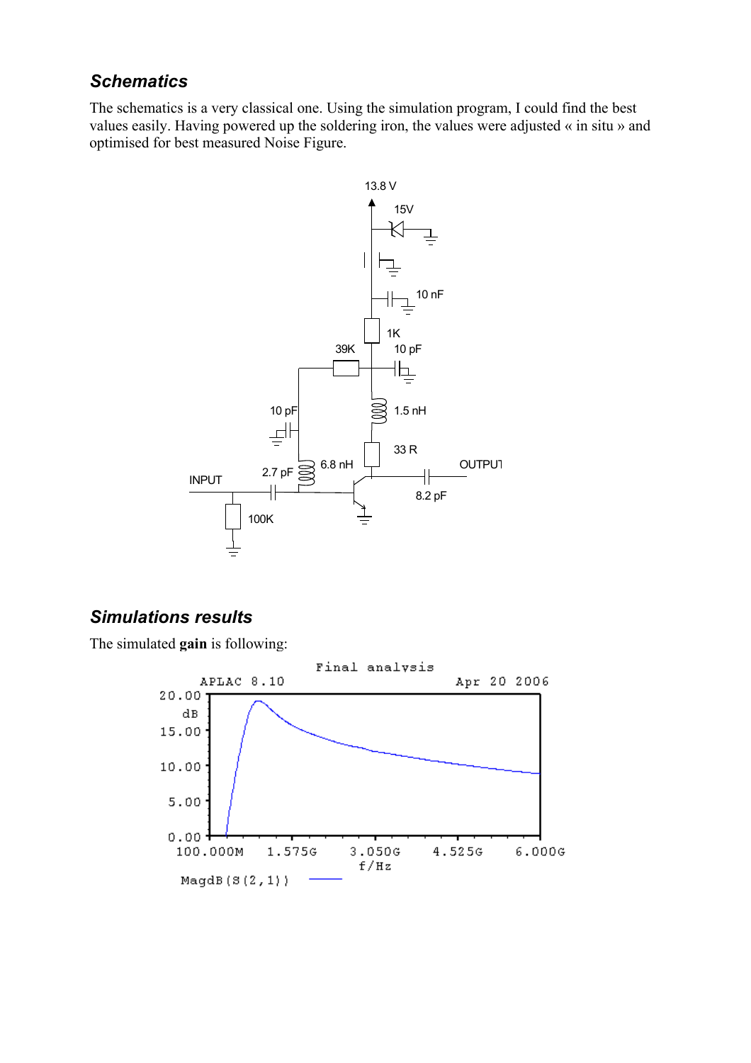## *Schematics*

The schematics is a very classical one. Using the simulation program, I could find the best values easily. Having powered up the soldering iron, the values were adjusted « in situ » and optimised for best measured Noise Figure.

## *Simulations results*

The simulated **gain** is following: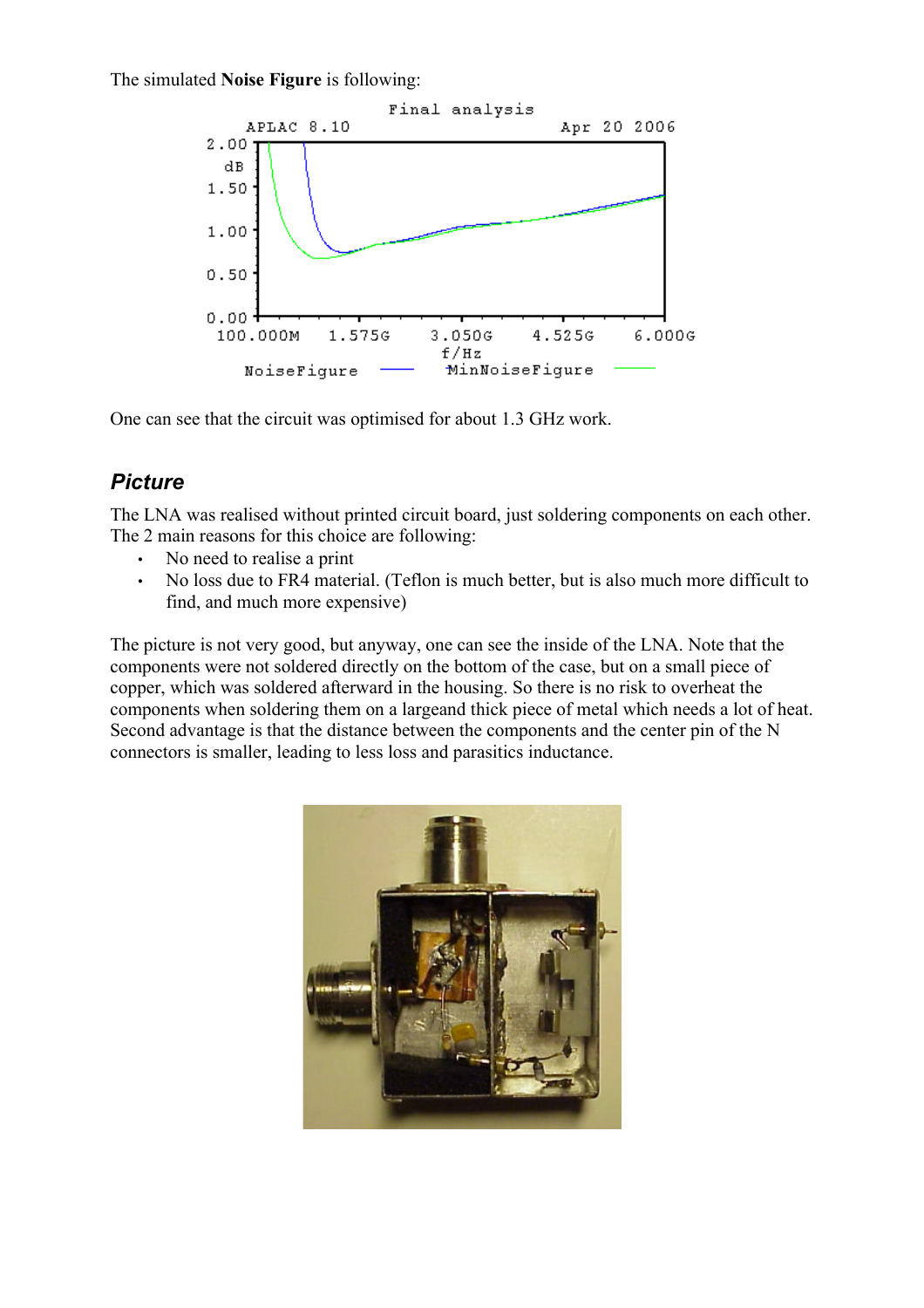The simulated **Noise Figure** is following:

One can see that the circuit was optimised for about 1.3 GHz work.

## *Picture*

The LNA was realised without printed circuit board, just soldering components on each other. The 2 main reasons for this choice are following:

- No need to realise a print
- No loss due to FR4 material. (Teflon is much better, but is also much more difficult to find, and much more expensive)

The picture is not very good, but anyway, one can see the inside of the LNA. Note that the components were not soldered directly on the bottom of the case, but on a small piece of copper, which was soldered afterward in the housing. So there is no risk to overheat the components when soldering them on a largeand thick piece of metal which needs a lot of heat. Second advantage is that the distance between the components and the center pin of the N connectors is smaller, leading to less loss and parasitics inductance.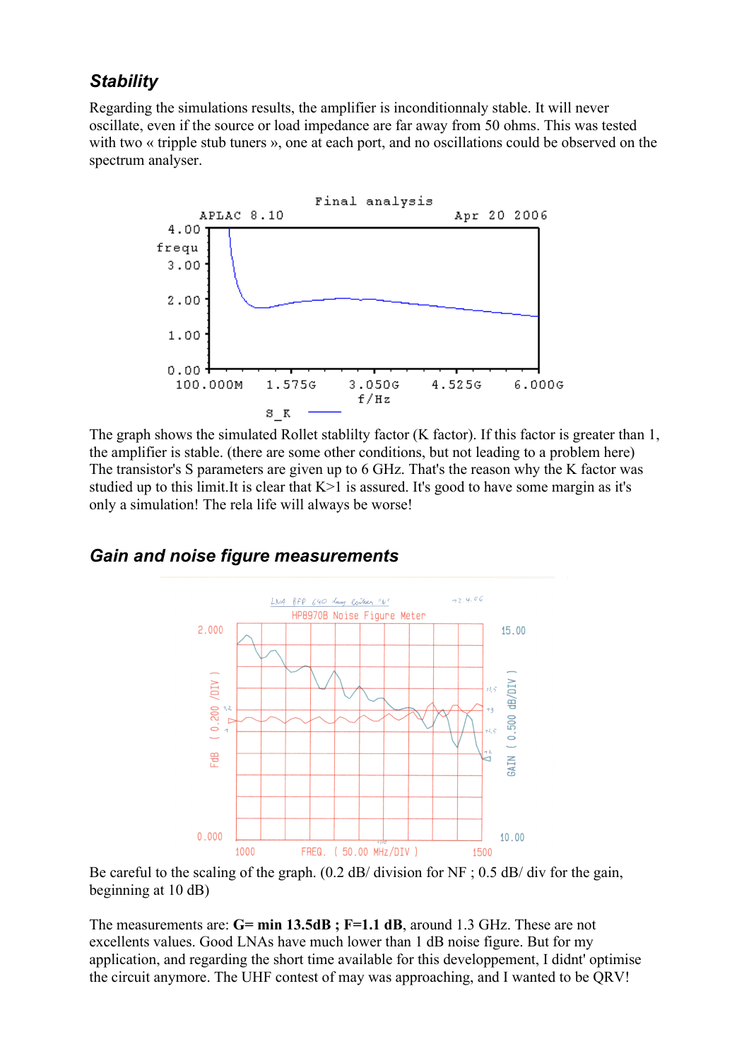### *Stability*

Regarding the simulations results, the amplifier is inconditionnaly stable. It will never oscillate, even if the source or load impedance are far away from 50 ohms. This was tested with two « tripple stub tuners », one at each port, and no oscillations could be observed on the spectrum analyser.

Final analysis
APLAC 8.10
Apr 20 2006
4.00
frequ
3.00
2.00
1.00
0.00
100.000M
1.575G
3.050G
4.525G
6.000G
f/Hz
S_K

The graph shows the simulated Rollet stablilty factor (K factor). If this factor is greater than 1, the amplifier is stable. (there are some other conditions, but not leading to a problem here) The transistor's S parameters are given up to 6 GHz. That's the reason why the K factor was studied up to this limit.It is clear that K>1 is assured. It's good to have some margin as it's only a simulation! The rela life will always be worse!

### *Gain and noise figure measurements*

HP8970B Noise Figure Meter
2.000
FdB ( 0.200 /DIV )
0.000
15.00
GAIN ( 0.500 dB/DIV )
10.00
1000
FREQ. ( 50.00 MHz/DIV )
1500

Be careful to the scaling of the graph. (0.2 dB/ division for NF ; 0.5 dB/ div for the gain, beginning at 10 dB)

The measurements are: **G= min 13.5dB ; F=1.1 dB**, around 1.3 GHz. These are not excellents values. Good LNAs have much lower than 1 dB noise figure. But for my application, and regarding the short time available for this developpement, I didnt' optimise the circuit anymore. The UHF contest of may was approaching, and I wanted to be QRV!